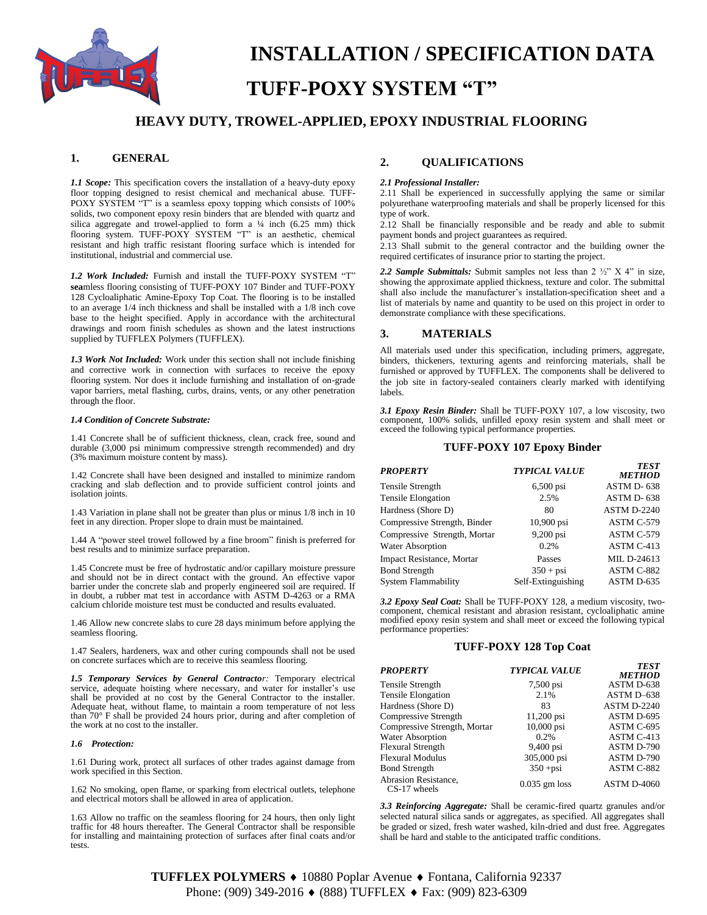# INSTALLATION / SPECIFICATION DATA

# TUFF-POXY SYSTEM "T"

## HEAVY DUTY, TROWEL-APPLIED, EPOXY INDUSTRIAL FLOORING

## 1. GENERAL

***1.1 Scope:*** This specification covers the installation of a heavy-duty epoxy floor topping designed to resist chemical and mechanical abuse. TUFF-POXY SYSTEM "T" is a seamless epoxy topping which consists of 100% solids, two component epoxy resin binders that are blended with quartz and silica aggregate and trowel-applied to form a ¼ inch (6.25 mm) thick flooring system. TUFF-POXY SYSTEM "T" is an aesthetic, chemical resistant and high traffic resistant flooring surface which is intended for institutional, industrial and commercial use.

***1.2 Work Included:*** Furnish and install the TUFF-POXY SYSTEM "T" **sea**mless flooring consisting of TUFF-POXY 107 Binder and TUFF-POXY 128 Cycloaliphatic Amine-Epoxy Top Coat. The flooring is to be installed to an average 1/4 inch thickness and shall be installed with a 1/8 inch cove base to the height specified. Apply in accordance with the architectural drawings and room finish schedules as shown and the latest instructions supplied by TUFFLEX Polymers (TUFFLEX).

***1.3 Work Not Included:*** Work under this section shall not include finishing and corrective work in connection with surfaces to receive the epoxy flooring system. Nor does it include furnishing and installation of on-grade vapor barriers, metal flashing, curbs, drains, vents, or any other penetration through the floor.

***1.4 Condition of Concrete Substrate:***

1.41 Concrete shall be of sufficient thickness, clean, crack free, sound and durable (3,000 psi minimum compressive strength recommended) and dry (3% maximum moisture content by mass).

1.42 Concrete shall have been designed and installed to minimize random cracking and slab deflection and to provide sufficient control joints and isolation joints.

1.43 Variation in plane shall not be greater than plus or minus 1/8 inch in 10 feet in any direction. Proper slope to drain must be maintained.

1.44 A "power steel trowel followed by a fine broom" finish is preferred for best results and to minimize surface preparation.

1.45 Concrete must be free of hydrostatic and/or capillary moisture pressure and should not be in direct contact with the ground. An effective vapor barrier under the concrete slab and properly engineered soil are required. If in doubt, a rubber mat test in accordance with ASTM D-4263 or a RMA calcium chloride moisture test must be conducted and results evaluated.

1.46 Allow new concrete slabs to cure 28 days minimum before applying the seamless flooring.

1.47 Sealers, hardeners, wax and other curing compounds shall not be used on concrete surfaces which are to receive this seamless flooring.

***1.5 Temporary Services by General Contractor:*** Temporary electrical service, adequate hoisting where necessary, and water for installer's use shall be provided at no cost by the General Contractor to the installer. Adequate heat, without flame, to maintain a room temperature of not less than 70° F shall be provided 24 hours prior, during and after completion of the work at no cost to the installer.

***1.6 Protection:***

1.61 During work, protect all surfaces of other trades against damage from work specified in this Section.

1.62 No smoking, open flame, or sparking from electrical outlets, telephone and electrical motors shall be allowed in area of application.

1.63 Allow no traffic on the seamless flooring for 24 hours, then only light traffic for 48 hours thereafter. The General Contractor shall be responsible for installing and maintaining protection of surfaces after final coats and/or tests.

## 2. QUALIFICATIONS

***2.1 Professional Installer:***

2.11 Shall be experienced in successfully applying the same or similar polyurethane waterproofing materials and shall be properly licensed for this type of work.

2.12 Shall be financially responsible and be ready and able to submit payment bonds and project guarantees as required.

2.13 Shall submit to the general contractor and the building owner the required certificates of insurance prior to starting the project.

***2.2 Sample Submittals:*** Submit samples not less than 2 ½" X 4" in size, showing the approximate applied thickness, texture and color. The submittal shall also include the manufacturer's installation-specification sheet and a list of materials by name and quantity to be used on this project in order to demonstrate compliance with these specifications.

## 3. MATERIALS

All materials used under this specification, including primers, aggregate, binders, thickeners, texturing agents and reinforcing materials, shall be furnished or approved by TUFFLEX. The components shall be delivered to the job site in factory-sealed containers clearly marked with identifying labels.

***3.1 Epoxy Resin Binder:*** Shall be TUFF-POXY 107, a low viscosity, two component, 100% solids, unfilled epoxy resin system and shall meet or exceed the following typical performance properties.

**TUFF-POXY 107 Epoxy Binder**

| *PROPERTY* | *TYPICAL VALUE* | *TEST METHOD* |
|---|---|---|
| Tensile Strength | 6,500 psi | ASTM D- 638 |
| Tensile Elongation | 2.5% | ASTM D- 638 |
| Hardness (Shore D) | 80 | ASTM D-2240 |
| Compressive Strength, Binder | 10,900 psi | ASTM C-579 |
| Compressive Strength, Mortar | 9,200 psi | ASTM C-579 |
| Water Absorption | 0.2% | ASTM C-413 |
| Impact Resistance, Mortar | Passes | MIL D-24613 |
| Bond Strength | 350 + psi | ASTM C-882 |
| System Flammability | Self-Extinguishing | ASTM D-635 |

***3.2 Epoxy Seal Coat:*** Shall be TUFF-POXY 128, a medium viscosity, two-component, chemical resistant and abrasion resistant, cycloaliphatic amine modified epoxy resin system and shall meet or exceed the following typical performance properties:

**TUFF-POXY 128 Top Coat**

| *PROPERTY* | *TYPICAL VALUE* | *TEST METHOD* |
|---|---|---|
| Tensile Strength | 7,500 psi | ASTM D-638 |
| Tensile Elongation | 2.1% | ASTM D–638 |
| Hardness (Shore D) | 83 | ASTM D-2240 |
| Compressive Strength | 11,200 psi | ASTM D-695 |
| Compressive Strength, Mortar | 10,000 psi | ASTM C-695 |
| Water Absorption | 0.2% | ASTM C-413 |
| Flexural Strength | 9,400 psi | ASTM D-790 |
| Flexural Modulus | 305,000 psi | ASTM D-790 |
| Bond Strength | 350 +psi | ASTM C-882 |
| Abrasion Resistance, CS-17 wheels | 0.035 gm loss | ASTM D-4060 |

***3.3 Reinforcing Aggregate:*** Shall be ceramic-fired quartz granules and/or selected natural silica sands or aggregates, as specified. All aggregates shall be graded or sized, fresh water washed, kiln-dried and dust free. Aggregates shall be hard and stable to the anticipated traffic conditions.

**TUFFLEX POLYMERS** ♦ 10880 Poplar Avenue ♦ Fontana, California 92337
Phone: (909) 349-2016 ♦ (888) TUFFLEX ♦ Fax: (909) 823-6309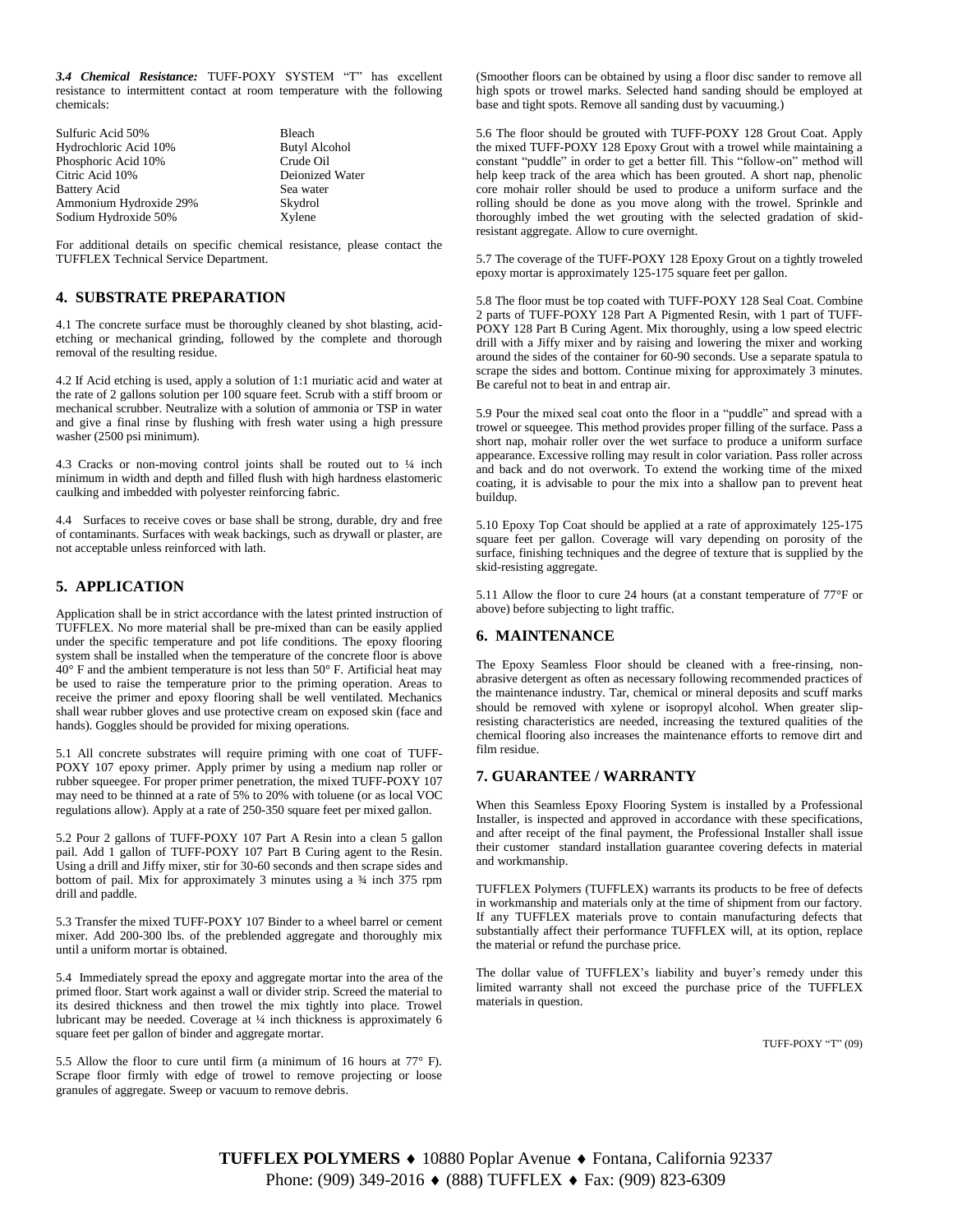***3.4 Chemical Resistance:*** TUFF-POXY SYSTEM "T" has excellent resistance to intermittent contact at room temperature with the following chemicals:

| | |
|---|---|
| Sulfuric Acid 50% | Bleach |
| Hydrochloric Acid 10% | Butyl Alcohol |
| Phosphoric Acid 10% | Crude Oil |
| Citric Acid 10% | Deionized Water |
| Battery Acid | Sea water |
| Ammonium Hydroxide 29% | Skydrol |
| Sodium Hydroxide 50% | Xylene |

For additional details on specific chemical resistance, please contact the TUFFLEX Technical Service Department.

## 4. SUBSTRATE PREPARATION

4.1 The concrete surface must be thoroughly cleaned by shot blasting, acid-etching or mechanical grinding, followed by the complete and thorough removal of the resulting residue.

4.2 If Acid etching is used, apply a solution of 1:1 muriatic acid and water at the rate of 2 gallons solution per 100 square feet. Scrub with a stiff broom or mechanical scrubber. Neutralize with a solution of ammonia or TSP in water and give a final rinse by flushing with fresh water using a high pressure washer (2500 psi minimum).

4.3 Cracks or non-moving control joints shall be routed out to ¼ inch minimum in width and depth and filled flush with high hardness elastomeric caulking and imbedded with polyester reinforcing fabric.

4.4 Surfaces to receive coves or base shall be strong, durable, dry and free of contaminants. Surfaces with weak backings, such as drywall or plaster, are not acceptable unless reinforced with lath.

## 5. APPLICATION

Application shall be in strict accordance with the latest printed instruction of TUFFLEX. No more material shall be pre-mixed than can be easily applied under the specific temperature and pot life conditions. The epoxy flooring system shall be installed when the temperature of the concrete floor is above 40° F and the ambient temperature is not less than 50° F. Artificial heat may be used to raise the temperature prior to the priming operation. Areas to receive the primer and epoxy flooring shall be well ventilated. Mechanics shall wear rubber gloves and use protective cream on exposed skin (face and hands). Goggles should be provided for mixing operations.

5.1 All concrete substrates will require priming with one coat of TUFF-POXY 107 epoxy primer. Apply primer by using a medium nap roller or rubber squeegee. For proper primer penetration, the mixed TUFF-POXY 107 may need to be thinned at a rate of 5% to 20% with toluene (or as local VOC regulations allow). Apply at a rate of 250-350 square feet per mixed gallon.

5.2 Pour 2 gallons of TUFF-POXY 107 Part A Resin into a clean 5 gallon pail. Add 1 gallon of TUFF-POXY 107 Part B Curing agent to the Resin. Using a drill and Jiffy mixer, stir for 30-60 seconds and then scrape sides and bottom of pail. Mix for approximately 3 minutes using a ¾ inch 375 rpm drill and paddle.

5.3 Transfer the mixed TUFF-POXY 107 Binder to a wheel barrel or cement mixer. Add 200-300 lbs. of the preblended aggregate and thoroughly mix until a uniform mortar is obtained.

5.4 Immediately spread the epoxy and aggregate mortar into the area of the primed floor. Start work against a wall or divider strip. Screed the material to its desired thickness and then trowel the mix tightly into place. Trowel lubricant may be needed. Coverage at ¼ inch thickness is approximately 6 square feet per gallon of binder and aggregate mortar.

5.5 Allow the floor to cure until firm (a minimum of 16 hours at 77° F). Scrape floor firmly with edge of trowel to remove projecting or loose granules of aggregate. Sweep or vacuum to remove debris.

(Smoother floors can be obtained by using a floor disc sander to remove all high spots or trowel marks. Selected hand sanding should be employed at base and tight spots. Remove all sanding dust by vacuuming.)

5.6 The floor should be grouted with TUFF-POXY 128 Grout Coat. Apply the mixed TUFF-POXY 128 Epoxy Grout with a trowel while maintaining a constant "puddle" in order to get a better fill. This "follow-on" method will help keep track of the area which has been grouted. A short nap, phenolic core mohair roller should be used to produce a uniform surface and the rolling should be done as you move along with the trowel. Sprinkle and thoroughly imbed the wet grouting with the selected gradation of skid-resistant aggregate. Allow to cure overnight.

5.7 The coverage of the TUFF-POXY 128 Epoxy Grout on a tightly troweled epoxy mortar is approximately 125-175 square feet per gallon.

5.8 The floor must be top coated with TUFF-POXY 128 Seal Coat. Combine 2 parts of TUFF-POXY 128 Part A Pigmented Resin, with 1 part of TUFF-POXY 128 Part B Curing Agent. Mix thoroughly, using a low speed electric drill with a Jiffy mixer and by raising and lowering the mixer and working around the sides of the container for 60-90 seconds. Use a separate spatula to scrape the sides and bottom. Continue mixing for approximately 3 minutes. Be careful not to beat in and entrap air.

5.9 Pour the mixed seal coat onto the floor in a "puddle" and spread with a trowel or squeegee. This method provides proper filling of the surface. Pass a short nap, mohair roller over the wet surface to produce a uniform surface appearance. Excessive rolling may result in color variation. Pass roller across and back and do not overwork. To extend the working time of the mixed coating, it is advisable to pour the mix into a shallow pan to prevent heat buildup.

5.10 Epoxy Top Coat should be applied at a rate of approximately 125-175 square feet per gallon. Coverage will vary depending on porosity of the surface, finishing techniques and the degree of texture that is supplied by the skid-resisting aggregate.

5.11 Allow the floor to cure 24 hours (at a constant temperature of 77°F or above) before subjecting to light traffic.

## 6. MAINTENANCE

The Epoxy Seamless Floor should be cleaned with a free-rinsing, non-abrasive detergent as often as necessary following recommended practices of the maintenance industry. Tar, chemical or mineral deposits and scuff marks should be removed with xylene or isopropyl alcohol. When greater slip-resisting characteristics are needed, increasing the textured qualities of the chemical flooring also increases the maintenance efforts to remove dirt and film residue.

## 7. GUARANTEE / WARRANTY

When this Seamless Epoxy Flooring System is installed by a Professional Installer, is inspected and approved in accordance with these specifications, and after receipt of the final payment, the Professional Installer shall issue their customer standard installation guarantee covering defects in material and workmanship.

TUFFLEX Polymers (TUFFLEX) warrants its products to be free of defects in workmanship and materials only at the time of shipment from our factory. If any TUFFLEX materials prove to contain manufacturing defects that substantially affect their performance TUFFLEX will, at its option, replace the material or refund the purchase price.

The dollar value of TUFFLEX's liability and buyer's remedy under this limited warranty shall not exceed the purchase price of the TUFFLEX materials in question.

TUFF-POXY "T" (09)

**TUFFLEX POLYMERS** ♦ 10880 Poplar Avenue ♦ Fontana, California 92337
Phone: (909) 349-2016 ♦ (888) TUFFLEX ♦ Fax: (909) 823-6309